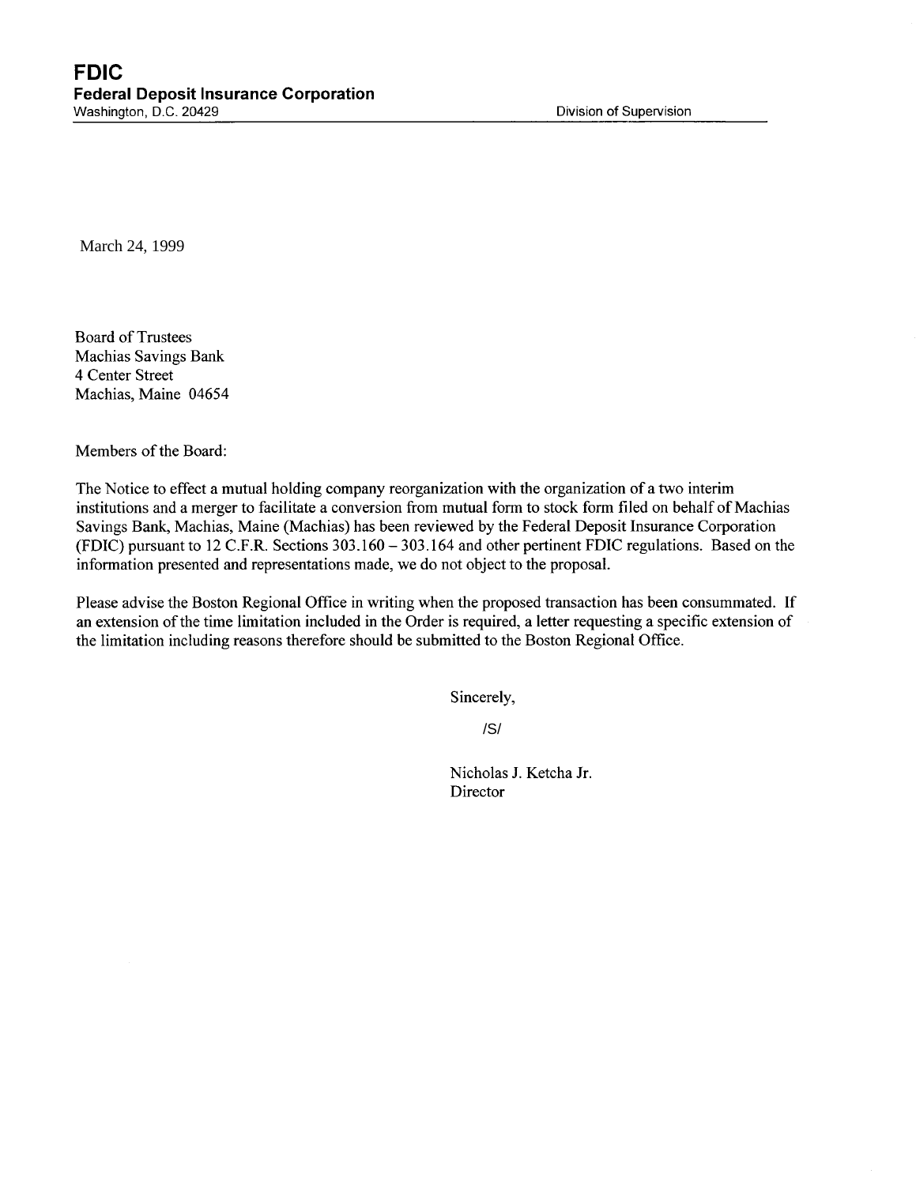# FDIC

**Federal Deposit Insurance Corporation**

Washington, D.C. 20429 — Division of Supervision

March 24, 1999

Board of Trustees
Machias Savings Bank
4 Center Street
Machias, Maine 04654

Members of the Board:

The Notice to effect a mutual holding company reorganization with the organization of a two interim institutions and a merger to facilitate a conversion from mutual form to stock form filed on behalf of Machias Savings Bank, Machias, Maine (Machias) has been reviewed by the Federal Deposit Insurance Corporation (FDIC) pursuant to 12 C.F.R. Sections 303.160 – 303.164 and other pertinent FDIC regulations. Based on the information presented and representations made, we do not object to the proposal.

Please advise the Boston Regional Office in writing when the proposed transaction has been consummated. If an extension of the time limitation included in the Order is required, a letter requesting a specific extension of the limitation including reasons therefore should be submitted to the Boston Regional Office.

Sincerely,

/S/

Nicholas J. Ketcha Jr.
Director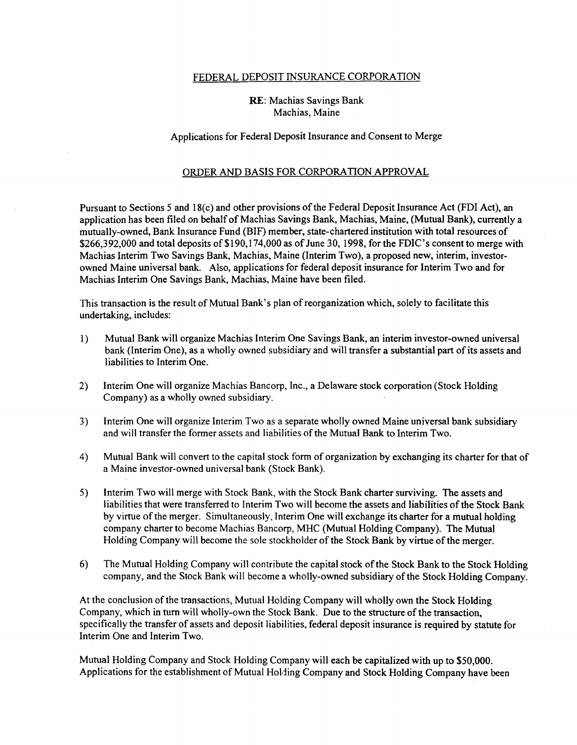FEDERAL DEPOSIT INSURANCE CORPORATION

**RE**: Machias Savings Bank
Machias, Maine

Applications for Federal Deposit Insurance and Consent to Merge

ORDER AND BASIS FOR CORPORATION APPROVAL

Pursuant to Sections 5 and 18(c) and other provisions of the Federal Deposit Insurance Act (FDI Act), an application has been filed on behalf of Machias Savings Bank, Machias, Maine, (Mutual Bank), currently a mutually-owned, Bank Insurance Fund (BIF) member, state-chartered institution with total resources of $266,392,000 and total deposits of $190,174,000 as of June 30, 1998, for the FDIC's consent to merge with Machias Interim Two Savings Bank, Machias, Maine (Interim Two), a proposed new, interim, investor-owned Maine universal bank. Also, applications for federal deposit insurance for Interim Two and for Machias Interim One Savings Bank, Machias, Maine have been filed.

This transaction is the result of Mutual Bank's plan of reorganization which, solely to facilitate this undertaking, includes:

1) Mutual Bank will organize Machias Interim One Savings Bank, an interim investor-owned universal bank (Interim One), as a wholly owned subsidiary and will transfer a substantial part of its assets and liabilities to Interim One.

2) Interim One will organize Machias Bancorp, Inc., a Delaware stock corporation (Stock Holding Company) as a wholly owned subsidiary.

3) Interim One will organize Interim Two as a separate wholly owned Maine universal bank subsidiary and will transfer the former assets and liabilities of the Mutual Bank to Interim Two.

4) Mutual Bank will convert to the capital stock form of organization by exchanging its charter for that of a Maine investor-owned universal bank (Stock Bank).

5) Interim Two will merge with Stock Bank, with the Stock Bank charter surviving. The assets and liabilities that were transferred to Interim Two will become the assets and liabilities of the Stock Bank by virtue of the merger. Simultaneously, Interim One will exchange its charter for a mutual holding company charter to become Machias Bancorp, MHC (Mutual Holding Company). The Mutual Holding Company will become the sole stockholder of the Stock Bank by virtue of the merger.

6) The Mutual Holding Company will contribute the capital stock of the Stock Bank to the Stock Holding company, and the Stock Bank will become a wholly-owned subsidiary of the Stock Holding Company.

At the conclusion of the transactions, Mutual Holding Company will wholly own the Stock Holding Company, which in turn will wholly-own the Stock Bank. Due to the structure of the transaction, specifically the transfer of assets and deposit liabilities, federal deposit insurance is required by statute for Interim One and Interim Two.

Mutual Holding Company and Stock Holding Company will each be capitalized with up to $50,000. Applications for the establishment of Mutual Holding Company and Stock Holding Company have been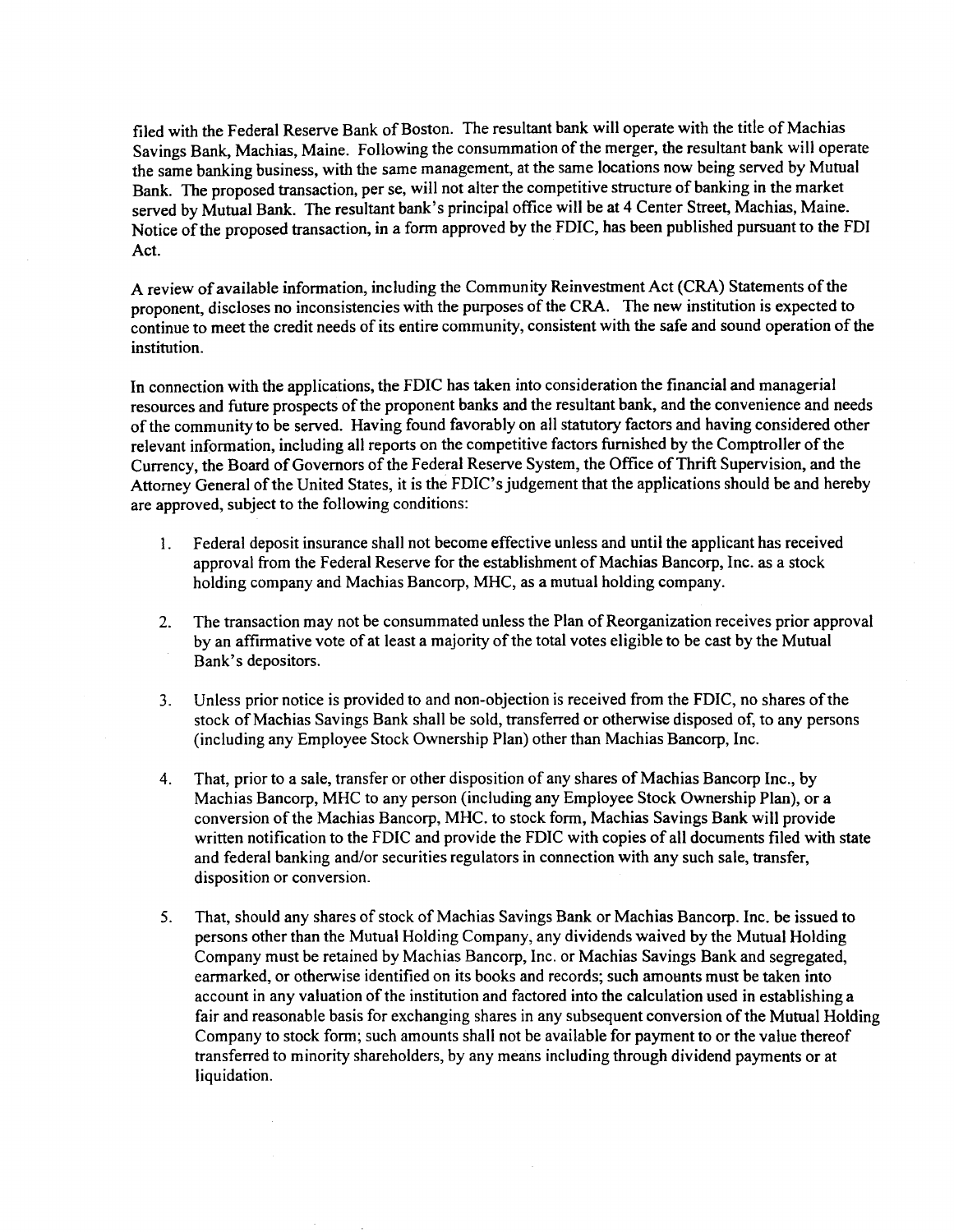filed with the Federal Reserve Bank of Boston. The resultant bank will operate with the title of Machias Savings Bank, Machias, Maine. Following the consummation of the merger, the resultant bank will operate the same banking business, with the same management, at the same locations now being served by Mutual Bank. The proposed transaction, per se, will not alter the competitive structure of banking in the market served by Mutual Bank. The resultant bank's principal office will be at 4 Center Street, Machias, Maine. Notice of the proposed transaction, in a form approved by the FDIC, has been published pursuant to the FDI Act.

A review of available information, including the Community Reinvestment Act (CRA) Statements of the proponent, discloses no inconsistencies with the purposes of the CRA. The new institution is expected to continue to meet the credit needs of its entire community, consistent with the safe and sound operation of the institution.

In connection with the applications, the FDIC has taken into consideration the financial and managerial resources and future prospects of the proponent banks and the resultant bank, and the convenience and needs of the community to be served. Having found favorably on all statutory factors and having considered other relevant information, including all reports on the competitive factors furnished by the Comptroller of the Currency, the Board of Governors of the Federal Reserve System, the Office of Thrift Supervision, and the Attorney General of the United States, it is the FDIC's judgement that the applications should be and hereby are approved, subject to the following conditions:

1. Federal deposit insurance shall not become effective unless and until the applicant has received approval from the Federal Reserve for the establishment of Machias Bancorp, Inc. as a stock holding company and Machias Bancorp, MHC, as a mutual holding company.

2. The transaction may not be consummated unless the Plan of Reorganization receives prior approval by an affirmative vote of at least a majority of the total votes eligible to be cast by the Mutual Bank's depositors.

3. Unless prior notice is provided to and non-objection is received from the FDIC, no shares of the stock of Machias Savings Bank shall be sold, transferred or otherwise disposed of, to any persons (including any Employee Stock Ownership Plan) other than Machias Bancorp, Inc.

4. That, prior to a sale, transfer or other disposition of any shares of Machias Bancorp Inc., by Machias Bancorp, MHC to any person (including any Employee Stock Ownership Plan), or a conversion of the Machias Bancorp, MHC. to stock form, Machias Savings Bank will provide written notification to the FDIC and provide the FDIC with copies of all documents filed with state and federal banking and/or securities regulators in connection with any such sale, transfer, disposition or conversion.

5. That, should any shares of stock of Machias Savings Bank or Machias Bancorp. Inc. be issued to persons other than the Mutual Holding Company, any dividends waived by the Mutual Holding Company must be retained by Machias Bancorp, Inc. or Machias Savings Bank and segregated, earmarked, or otherwise identified on its books and records; such amounts must be taken into account in any valuation of the institution and factored into the calculation used in establishing a fair and reasonable basis for exchanging shares in any subsequent conversion of the Mutual Holding Company to stock form; such amounts shall not be available for payment to or the value thereof transferred to minority shareholders, by any means including through dividend payments or at liquidation.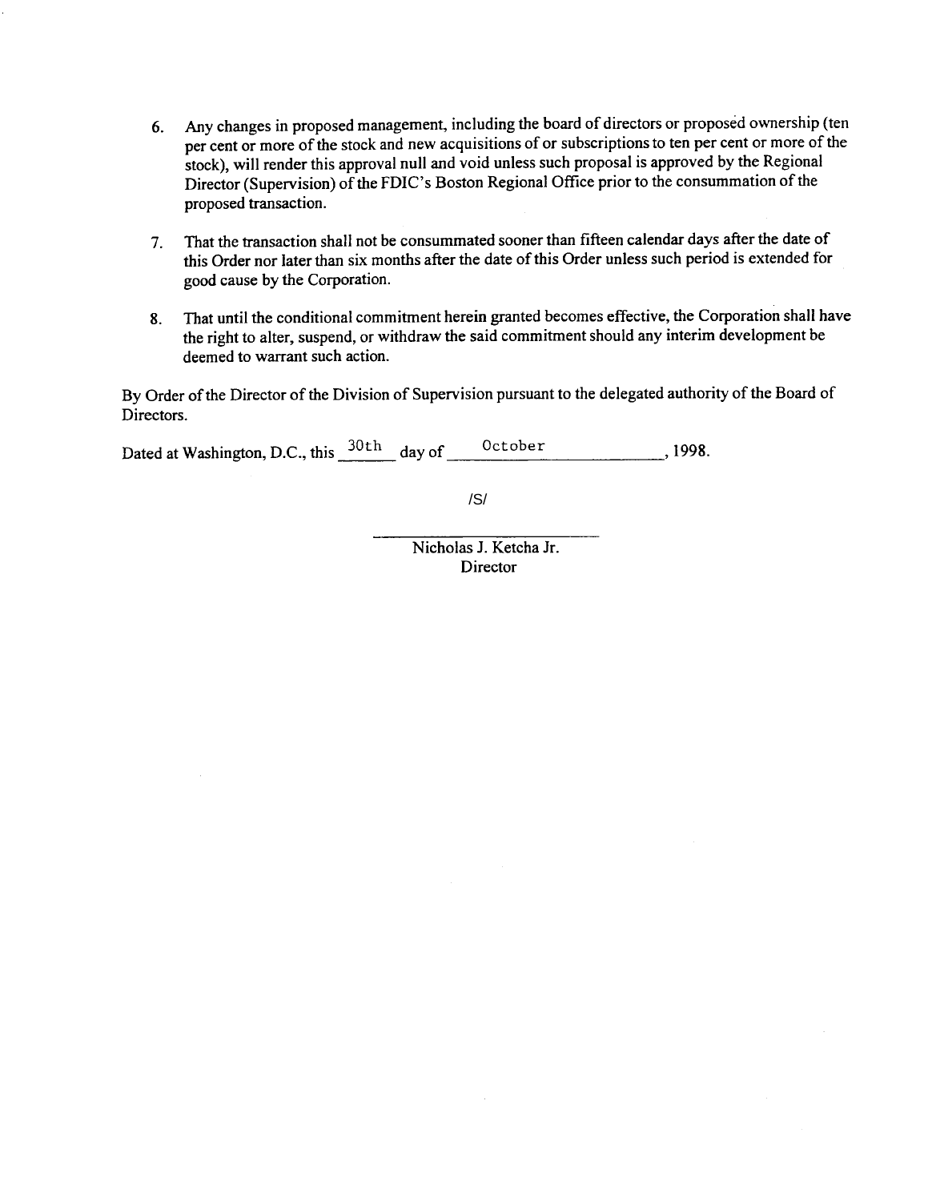6. Any changes in proposed management, including the board of directors or proposed ownership (ten per cent or more of the stock and new acquisitions of or subscriptions to ten per cent or more of the stock), will render this approval null and void unless such proposal is approved by the Regional Director (Supervision) of the FDIC's Boston Regional Office prior to the consummation of the proposed transaction.

7. That the transaction shall not be consummated sooner than fifteen calendar days after the date of this Order nor later than six months after the date of this Order unless such period is extended for good cause by the Corporation.

8. That until the conditional commitment herein granted becomes effective, the Corporation shall have the right to alter, suspend, or withdraw the said commitment should any interim development be deemed to warrant such action.

By Order of the Director of the Division of Supervision pursuant to the delegated authority of the Board of Directors.

Dated at Washington, D.C., this 30th day of October, 1998.

/S/

Nicholas J. Ketcha Jr.
Director